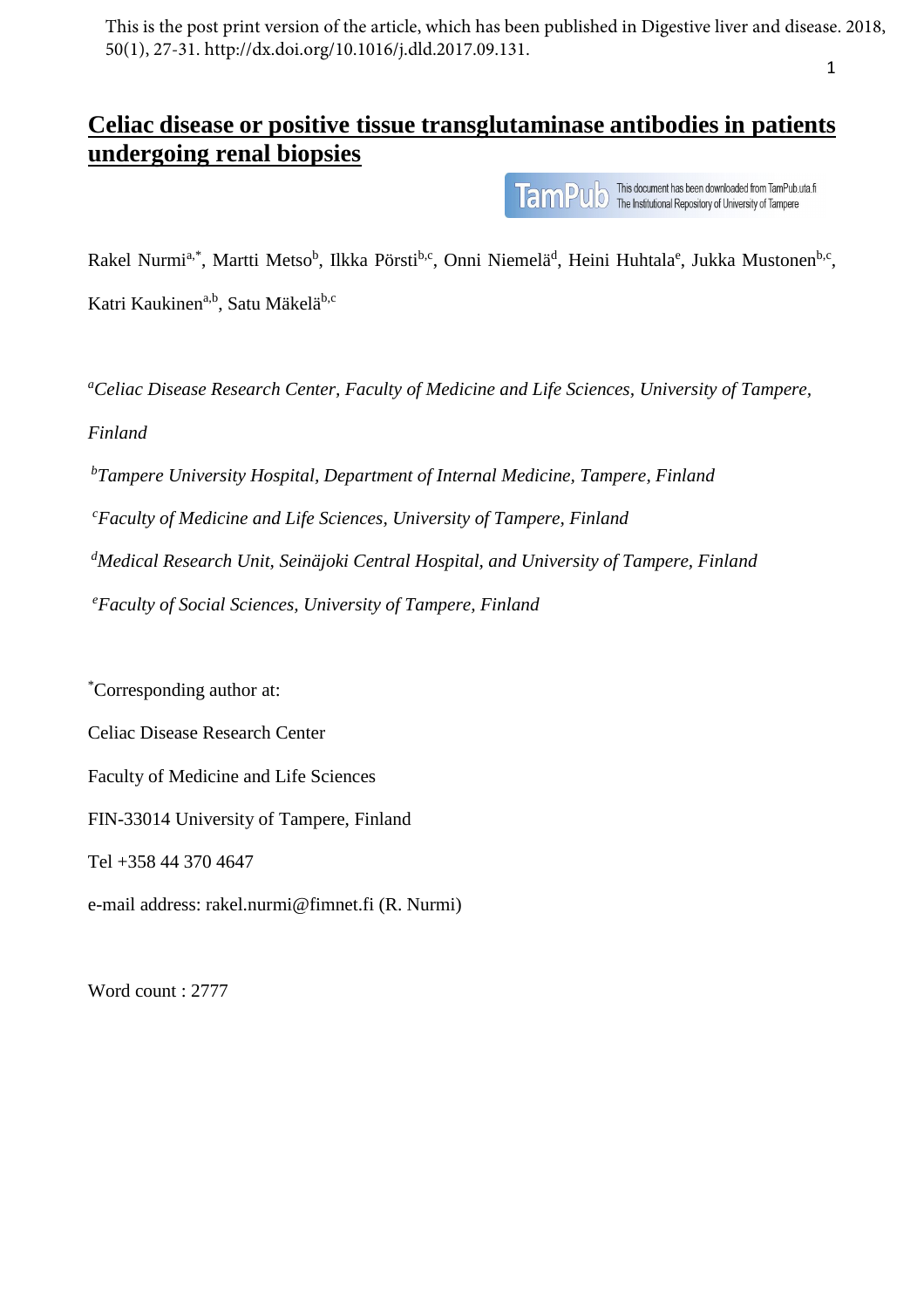This is the post print version of the article, which has been published in Digestive liver and disease. 2018, 50(1), 27-31. http://dx.doi.org/10.1016/j.dld.2017.09.131.

# Celiac disease or positive tissue transglutaminase antibodies in patients undergoing renal biopsies

This document has been downloaded from TamPub.uta.fi
The Institutional Repository of University of Tampere

Rakel Nurmi[a,*], Martti Metso[b], Ilkka Pörsti[b,c], Onni Niemelä[d], Heini Huhtala[e], Jukka Mustonen[b,c], Katri Kaukinen[a,b], Satu Mäkelä[b,c]

[a]*Celiac Disease Research Center, Faculty of Medicine and Life Sciences, University of Tampere, Finland*

[b]*Tampere University Hospital, Department of Internal Medicine, Tampere, Finland*

[c]*Faculty of Medicine and Life Sciences, University of Tampere, Finland*

[d]*Medical Research Unit, Seinäjoki Central Hospital, and University of Tampere, Finland*

[e]*Faculty of Social Sciences, University of Tampere, Finland*

[*]Corresponding author at:

Celiac Disease Research Center

Faculty of Medicine and Life Sciences

FIN-33014 University of Tampere, Finland

Tel +358 44 370 4647

e-mail address: rakel.nurmi@fimnet.fi (R. Nurmi)

Word count : 2777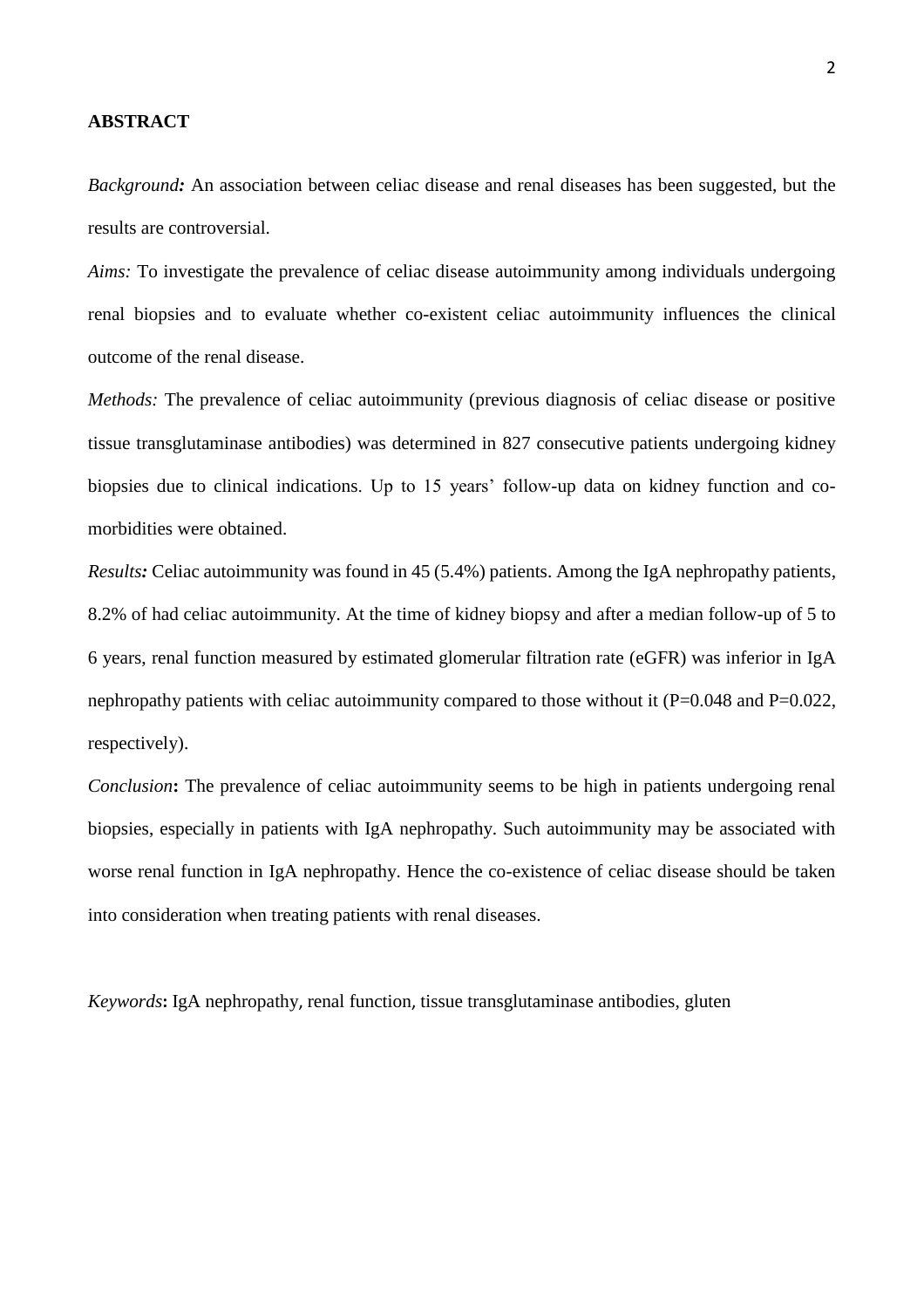## ABSTRACT

***Background:*** An association between celiac disease and renal diseases has been suggested, but the results are controversial.

*Aims:* To investigate the prevalence of celiac disease autoimmunity among individuals undergoing renal biopsies and to evaluate whether co-existent celiac autoimmunity influences the clinical outcome of the renal disease.

*Methods:* The prevalence of celiac autoimmunity (previous diagnosis of celiac disease or positive tissue transglutaminase antibodies) was determined in 827 consecutive patients undergoing kidney biopsies due to clinical indications. Up to 15 years' follow-up data on kidney function and co-morbidities were obtained.

***Results:*** Celiac autoimmunity was found in 45 (5.4%) patients. Among the IgA nephropathy patients, 8.2% of had celiac autoimmunity. At the time of kidney biopsy and after a median follow-up of 5 to 6 years, renal function measured by estimated glomerular filtration rate (eGFR) was inferior in IgA nephropathy patients with celiac autoimmunity compared to those without it (P=0.048 and P=0.022, respectively).

*Conclusion*: The prevalence of celiac autoimmunity seems to be high in patients undergoing renal biopsies, especially in patients with IgA nephropathy. Such autoimmunity may be associated with worse renal function in IgA nephropathy. Hence the co-existence of celiac disease should be taken into consideration when treating patients with renal diseases.

*Keywords*: IgA nephropathy, renal function, tissue transglutaminase antibodies, gluten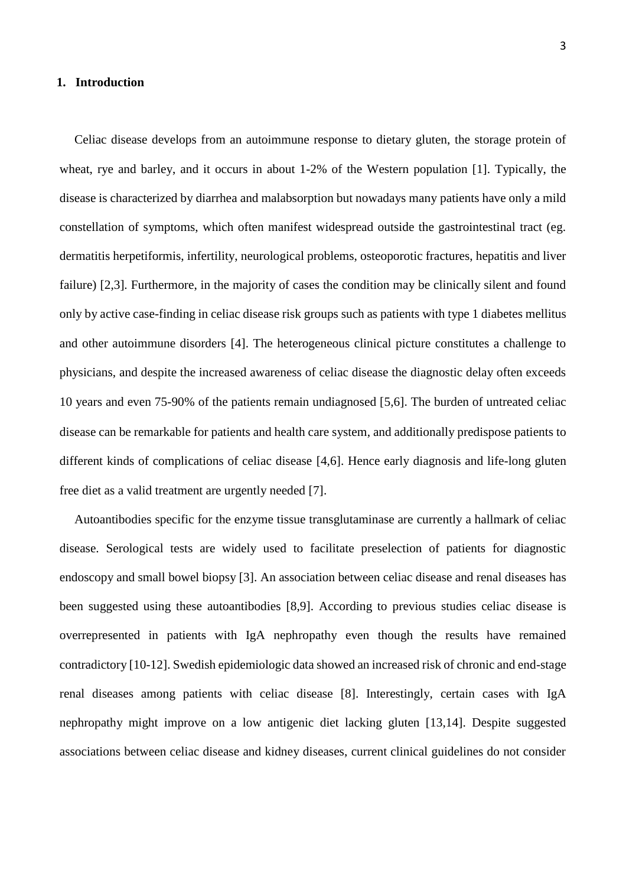## 1. Introduction

Celiac disease develops from an autoimmune response to dietary gluten, the storage protein of wheat, rye and barley, and it occurs in about 1-2% of the Western population [1]. Typically, the disease is characterized by diarrhea and malabsorption but nowadays many patients have only a mild constellation of symptoms, which often manifest widespread outside the gastrointestinal tract (eg. dermatitis herpetiformis, infertility, neurological problems, osteoporotic fractures, hepatitis and liver failure) [2,3]. Furthermore, in the majority of cases the condition may be clinically silent and found only by active case-finding in celiac disease risk groups such as patients with type 1 diabetes mellitus and other autoimmune disorders [4]. The heterogeneous clinical picture constitutes a challenge to physicians, and despite the increased awareness of celiac disease the diagnostic delay often exceeds 10 years and even 75-90% of the patients remain undiagnosed [5,6]. The burden of untreated celiac disease can be remarkable for patients and health care system, and additionally predispose patients to different kinds of complications of celiac disease [4,6]. Hence early diagnosis and life-long gluten free diet as a valid treatment are urgently needed [7].

Autoantibodies specific for the enzyme tissue transglutaminase are currently a hallmark of celiac disease. Serological tests are widely used to facilitate preselection of patients for diagnostic endoscopy and small bowel biopsy [3]. An association between celiac disease and renal diseases has been suggested using these autoantibodies [8,9]. According to previous studies celiac disease is overrepresented in patients with IgA nephropathy even though the results have remained contradictory [10-12]. Swedish epidemiologic data showed an increased risk of chronic and end-stage renal diseases among patients with celiac disease [8]. Interestingly, certain cases with IgA nephropathy might improve on a low antigenic diet lacking gluten [13,14]. Despite suggested associations between celiac disease and kidney diseases, current clinical guidelines do not consider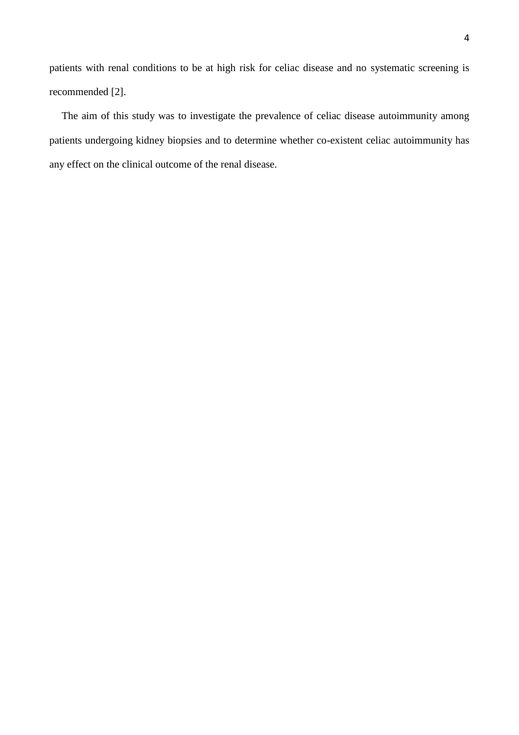patients with renal conditions to be at high risk for celiac disease and no systematic screening is recommended [2].

The aim of this study was to investigate the prevalence of celiac disease autoimmunity among patients undergoing kidney biopsies and to determine whether co-existent celiac autoimmunity has any effect on the clinical outcome of the renal disease.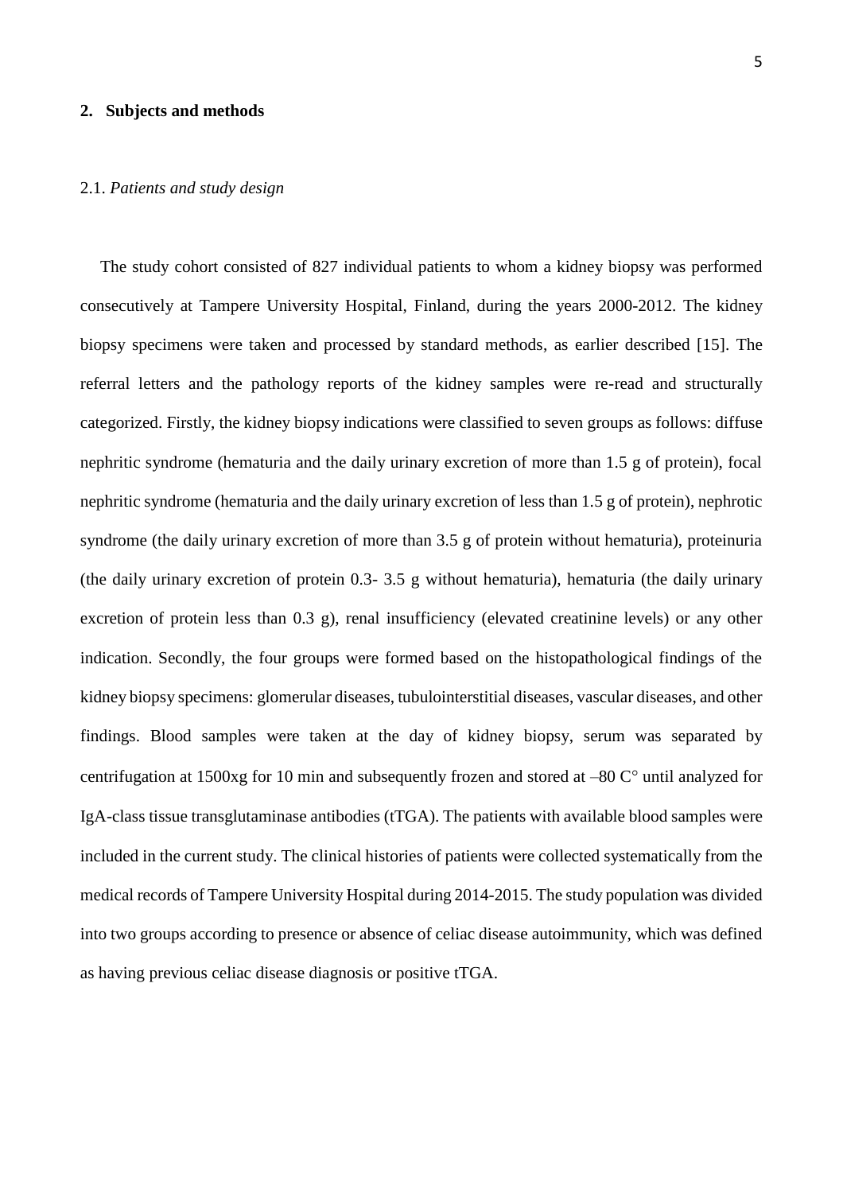## 2. Subjects and methods

### 2.1. *Patients and study design*

The study cohort consisted of 827 individual patients to whom a kidney biopsy was performed consecutively at Tampere University Hospital, Finland, during the years 2000-2012. The kidney biopsy specimens were taken and processed by standard methods, as earlier described [15]. The referral letters and the pathology reports of the kidney samples were re-read and structurally categorized. Firstly, the kidney biopsy indications were classified to seven groups as follows: diffuse nephritic syndrome (hematuria and the daily urinary excretion of more than 1.5 g of protein), focal nephritic syndrome (hematuria and the daily urinary excretion of less than 1.5 g of protein), nephrotic syndrome (the daily urinary excretion of more than 3.5 g of protein without hematuria), proteinuria (the daily urinary excretion of protein 0.3- 3.5 g without hematuria), hematuria (the daily urinary excretion of protein less than 0.3 g), renal insufficiency (elevated creatinine levels) or any other indication. Secondly, the four groups were formed based on the histopathological findings of the kidney biopsy specimens: glomerular diseases, tubulointerstitial diseases, vascular diseases, and other findings. Blood samples were taken at the day of kidney biopsy, serum was separated by centrifugation at 1500xg for 10 min and subsequently frozen and stored at –80 C° until analyzed for IgA-class tissue transglutaminase antibodies (tTGA). The patients with available blood samples were included in the current study. The clinical histories of patients were collected systematically from the medical records of Tampere University Hospital during 2014-2015. The study population was divided into two groups according to presence or absence of celiac disease autoimmunity, which was defined as having previous celiac disease diagnosis or positive tTGA.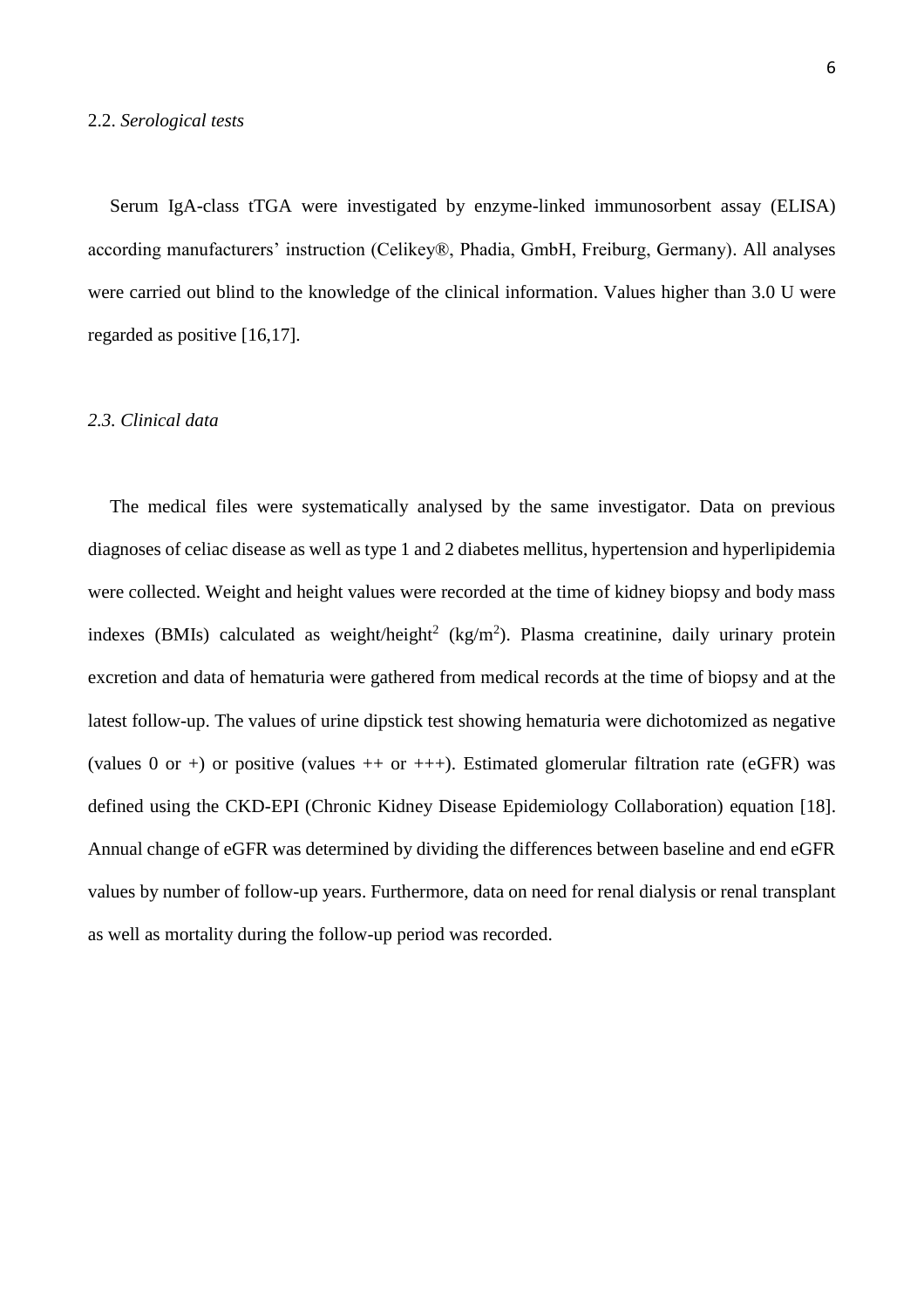## 2.2. *Serological tests*

Serum IgA-class tTGA were investigated by enzyme-linked immunosorbent assay (ELISA) according manufacturers' instruction (Celikey®, Phadia, GmbH, Freiburg, Germany). All analyses were carried out blind to the knowledge of the clinical information. Values higher than 3.0 U were regarded as positive [16,17].

## *2.3. Clinical data*

The medical files were systematically analysed by the same investigator. Data on previous diagnoses of celiac disease as well as type 1 and 2 diabetes mellitus, hypertension and hyperlipidemia were collected. Weight and height values were recorded at the time of kidney biopsy and body mass indexes (BMIs) calculated as weight/height$^2$ (kg/m$^2$). Plasma creatinine, daily urinary protein excretion and data of hematuria were gathered from medical records at the time of biopsy and at the latest follow-up. The values of urine dipstick test showing hematuria were dichotomized as negative (values 0 or +) or positive (values ++ or +++). Estimated glomerular filtration rate (eGFR) was defined using the CKD-EPI (Chronic Kidney Disease Epidemiology Collaboration) equation [18]. Annual change of eGFR was determined by dividing the differences between baseline and end eGFR values by number of follow-up years. Furthermore, data on need for renal dialysis or renal transplant as well as mortality during the follow-up period was recorded.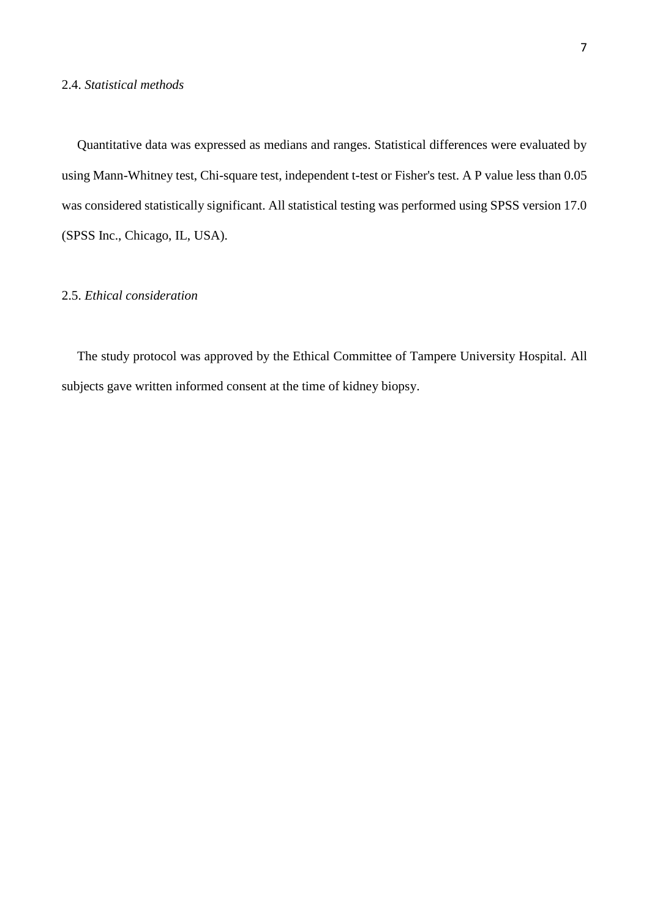### 2.4. *Statistical methods*

Quantitative data was expressed as medians and ranges. Statistical differences were evaluated by using Mann-Whitney test, Chi-square test, independent t-test or Fisher's test. A P value less than 0.05 was considered statistically significant. All statistical testing was performed using SPSS version 17.0 (SPSS Inc., Chicago, IL, USA).

### 2.5. *Ethical consideration*

The study protocol was approved by the Ethical Committee of Tampere University Hospital. All subjects gave written informed consent at the time of kidney biopsy.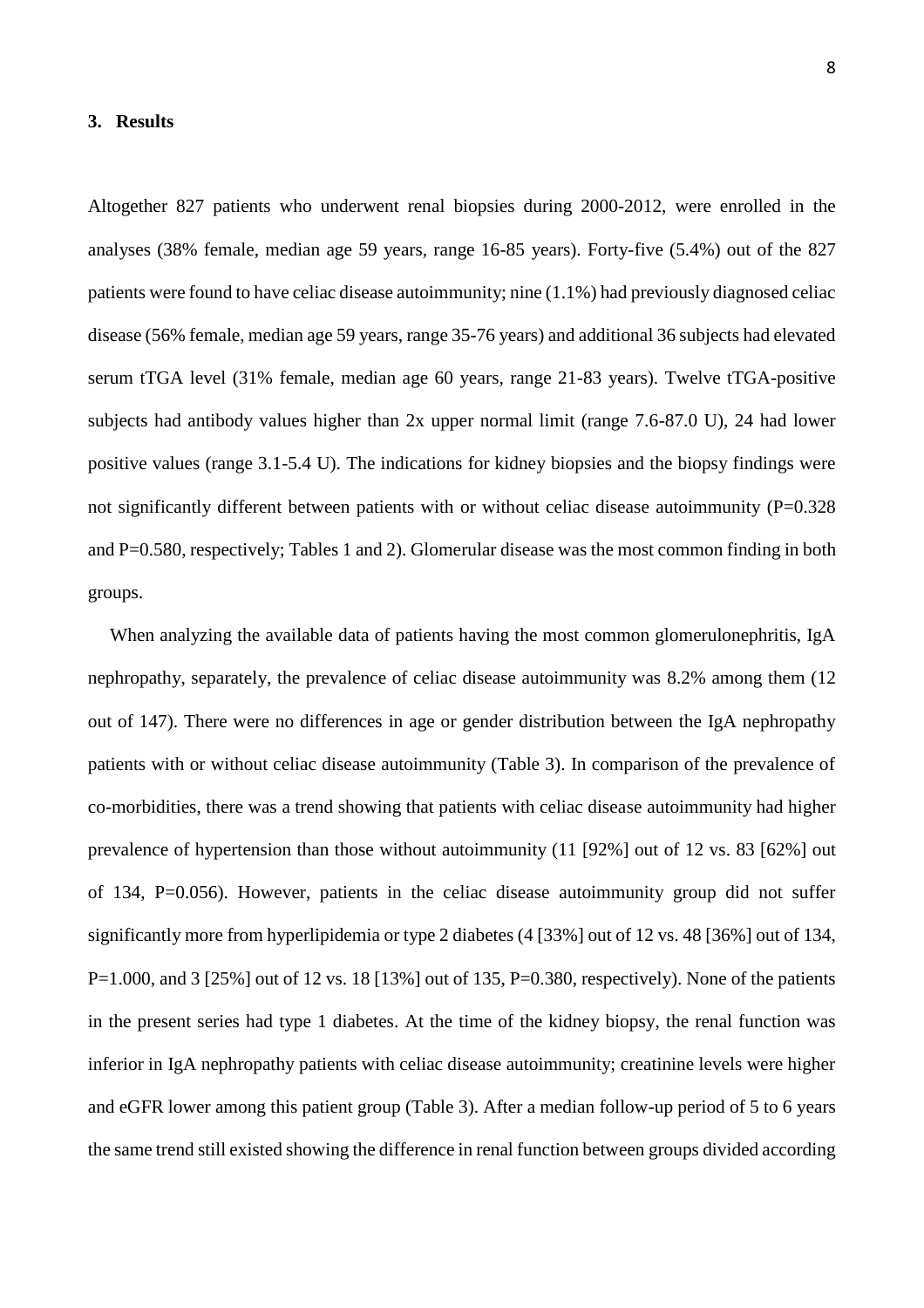## 3. Results

Altogether 827 patients who underwent renal biopsies during 2000-2012, were enrolled in the analyses (38% female, median age 59 years, range 16-85 years). Forty-five (5.4%) out of the 827 patients were found to have celiac disease autoimmunity; nine (1.1%) had previously diagnosed celiac disease (56% female, median age 59 years, range 35-76 years) and additional 36 subjects had elevated serum tTGA level (31% female, median age 60 years, range 21-83 years). Twelve tTGA-positive subjects had antibody values higher than 2x upper normal limit (range 7.6-87.0 U), 24 had lower positive values (range 3.1-5.4 U). The indications for kidney biopsies and the biopsy findings were not significantly different between patients with or without celiac disease autoimmunity (P=0.328 and P=0.580, respectively; Tables 1 and 2). Glomerular disease was the most common finding in both groups.

When analyzing the available data of patients having the most common glomerulonephritis, IgA nephropathy, separately, the prevalence of celiac disease autoimmunity was 8.2% among them (12 out of 147). There were no differences in age or gender distribution between the IgA nephropathy patients with or without celiac disease autoimmunity (Table 3). In comparison of the prevalence of co-morbidities, there was a trend showing that patients with celiac disease autoimmunity had higher prevalence of hypertension than those without autoimmunity (11 [92%] out of 12 vs. 83 [62%] out of 134, P=0.056). However, patients in the celiac disease autoimmunity group did not suffer significantly more from hyperlipidemia or type 2 diabetes (4 [33%] out of 12 vs. 48 [36%] out of 134, P=1.000, and 3 [25%] out of 12 vs. 18 [13%] out of 135, P=0.380, respectively). None of the patients in the present series had type 1 diabetes. At the time of the kidney biopsy, the renal function was inferior in IgA nephropathy patients with celiac disease autoimmunity; creatinine levels were higher and eGFR lower among this patient group (Table 3). After a median follow-up period of 5 to 6 years the same trend still existed showing the difference in renal function between groups divided according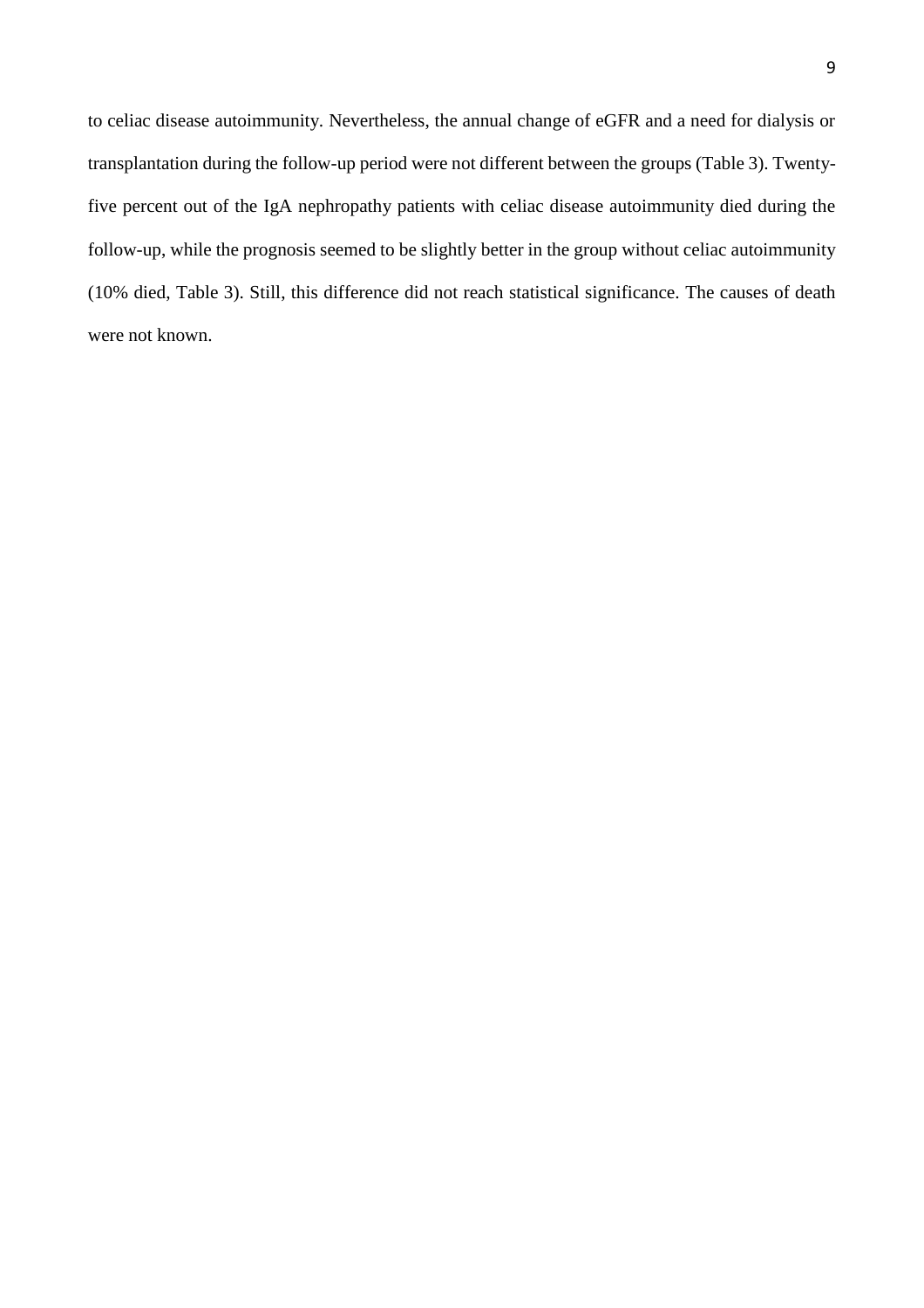to celiac disease autoimmunity. Nevertheless, the annual change of eGFR and a need for dialysis or transplantation during the follow-up period were not different between the groups (Table 3). Twenty-five percent out of the IgA nephropathy patients with celiac disease autoimmunity died during the follow-up, while the prognosis seemed to be slightly better in the group without celiac autoimmunity (10% died, Table 3). Still, this difference did not reach statistical significance. The causes of death were not known.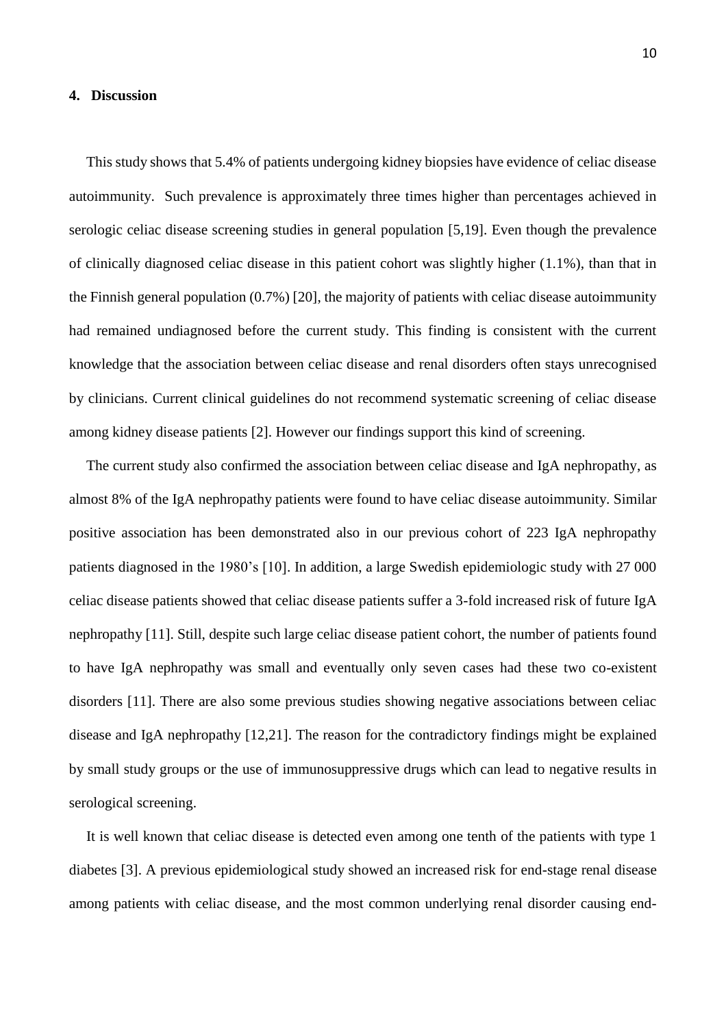## 4. Discussion

This study shows that 5.4% of patients undergoing kidney biopsies have evidence of celiac disease autoimmunity. Such prevalence is approximately three times higher than percentages achieved in serologic celiac disease screening studies in general population [5,19]. Even though the prevalence of clinically diagnosed celiac disease in this patient cohort was slightly higher (1.1%), than that in the Finnish general population (0.7%) [20], the majority of patients with celiac disease autoimmunity had remained undiagnosed before the current study. This finding is consistent with the current knowledge that the association between celiac disease and renal disorders often stays unrecognised by clinicians. Current clinical guidelines do not recommend systematic screening of celiac disease among kidney disease patients [2]. However our findings support this kind of screening.

The current study also confirmed the association between celiac disease and IgA nephropathy, as almost 8% of the IgA nephropathy patients were found to have celiac disease autoimmunity. Similar positive association has been demonstrated also in our previous cohort of 223 IgA nephropathy patients diagnosed in the 1980's [10]. In addition, a large Swedish epidemiologic study with 27 000 celiac disease patients showed that celiac disease patients suffer a 3-fold increased risk of future IgA nephropathy [11]. Still, despite such large celiac disease patient cohort, the number of patients found to have IgA nephropathy was small and eventually only seven cases had these two co-existent disorders [11]. There are also some previous studies showing negative associations between celiac disease and IgA nephropathy [12,21]. The reason for the contradictory findings might be explained by small study groups or the use of immunosuppressive drugs which can lead to negative results in serological screening.

It is well known that celiac disease is detected even among one tenth of the patients with type 1 diabetes [3]. A previous epidemiological study showed an increased risk for end-stage renal disease among patients with celiac disease, and the most common underlying renal disorder causing end-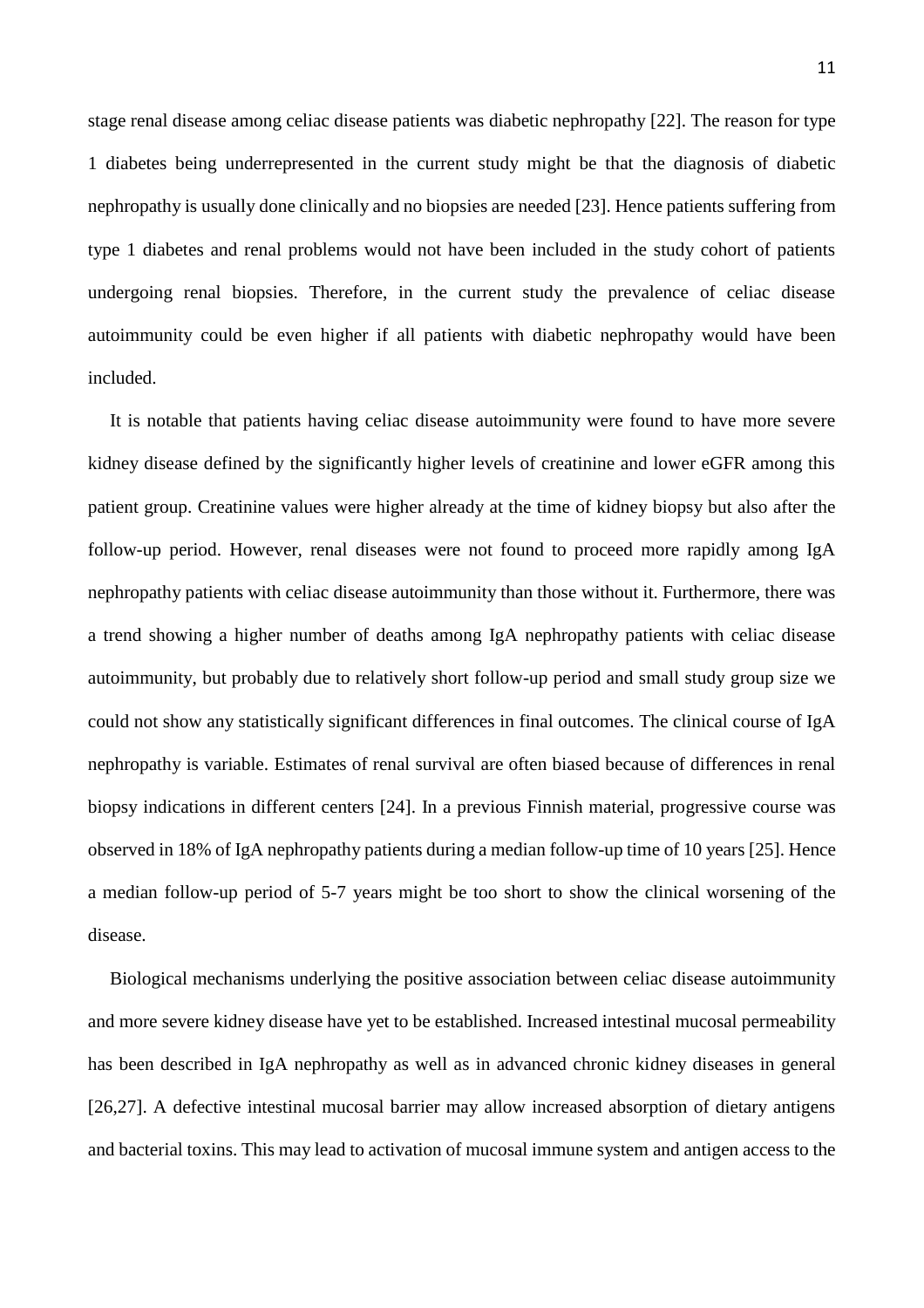stage renal disease among celiac disease patients was diabetic nephropathy [22]. The reason for type 1 diabetes being underrepresented in the current study might be that the diagnosis of diabetic nephropathy is usually done clinically and no biopsies are needed [23]. Hence patients suffering from type 1 diabetes and renal problems would not have been included in the study cohort of patients undergoing renal biopsies. Therefore, in the current study the prevalence of celiac disease autoimmunity could be even higher if all patients with diabetic nephropathy would have been included.

It is notable that patients having celiac disease autoimmunity were found to have more severe kidney disease defined by the significantly higher levels of creatinine and lower eGFR among this patient group. Creatinine values were higher already at the time of kidney biopsy but also after the follow-up period. However, renal diseases were not found to proceed more rapidly among IgA nephropathy patients with celiac disease autoimmunity than those without it. Furthermore, there was a trend showing a higher number of deaths among IgA nephropathy patients with celiac disease autoimmunity, but probably due to relatively short follow-up period and small study group size we could not show any statistically significant differences in final outcomes. The clinical course of IgA nephropathy is variable. Estimates of renal survival are often biased because of differences in renal biopsy indications in different centers [24]. In a previous Finnish material, progressive course was observed in 18% of IgA nephropathy patients during a median follow-up time of 10 years [25]. Hence a median follow-up period of 5-7 years might be too short to show the clinical worsening of the disease.

Biological mechanisms underlying the positive association between celiac disease autoimmunity and more severe kidney disease have yet to be established. Increased intestinal mucosal permeability has been described in IgA nephropathy as well as in advanced chronic kidney diseases in general [26,27]. A defective intestinal mucosal barrier may allow increased absorption of dietary antigens and bacterial toxins. This may lead to activation of mucosal immune system and antigen access to the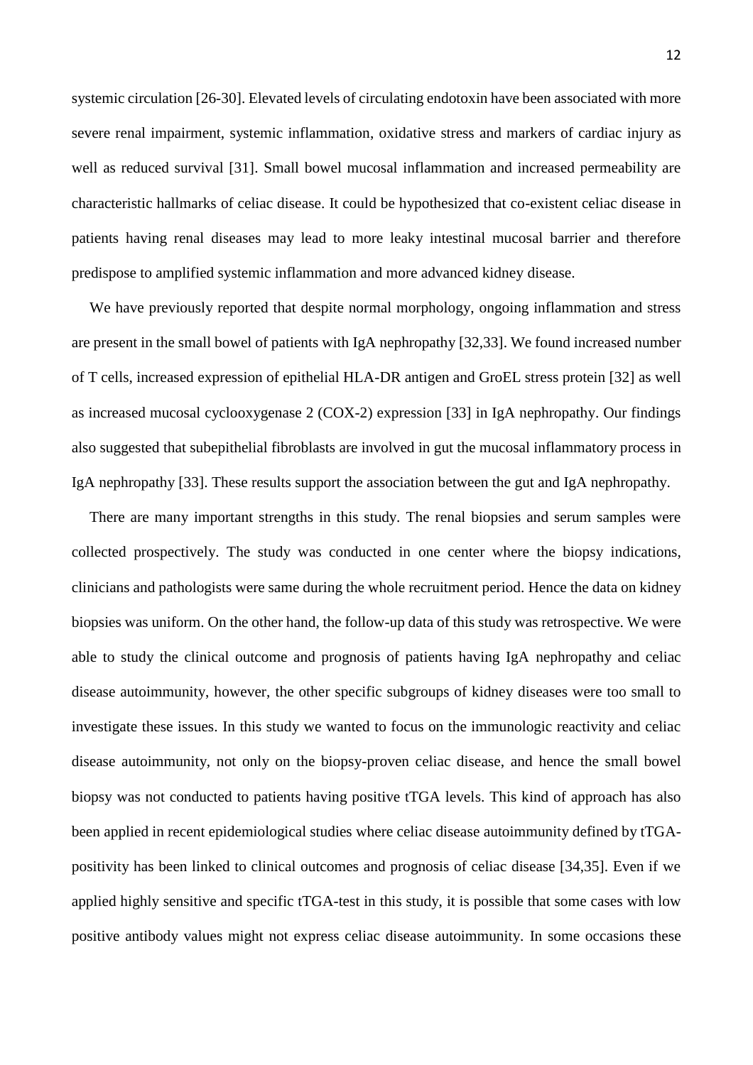systemic circulation [26-30]. Elevated levels of circulating endotoxin have been associated with more severe renal impairment, systemic inflammation, oxidative stress and markers of cardiac injury as well as reduced survival [31]. Small bowel mucosal inflammation and increased permeability are characteristic hallmarks of celiac disease. It could be hypothesized that co-existent celiac disease in patients having renal diseases may lead to more leaky intestinal mucosal barrier and therefore predispose to amplified systemic inflammation and more advanced kidney disease.

We have previously reported that despite normal morphology, ongoing inflammation and stress are present in the small bowel of patients with IgA nephropathy [32,33]. We found increased number of T cells, increased expression of epithelial HLA-DR antigen and GroEL stress protein [32] as well as increased mucosal cyclooxygenase 2 (COX-2) expression [33] in IgA nephropathy. Our findings also suggested that subepithelial fibroblasts are involved in gut the mucosal inflammatory process in IgA nephropathy [33]. These results support the association between the gut and IgA nephropathy.

There are many important strengths in this study. The renal biopsies and serum samples were collected prospectively. The study was conducted in one center where the biopsy indications, clinicians and pathologists were same during the whole recruitment period. Hence the data on kidney biopsies was uniform. On the other hand, the follow-up data of this study was retrospective. We were able to study the clinical outcome and prognosis of patients having IgA nephropathy and celiac disease autoimmunity, however, the other specific subgroups of kidney diseases were too small to investigate these issues. In this study we wanted to focus on the immunologic reactivity and celiac disease autoimmunity, not only on the biopsy-proven celiac disease, and hence the small bowel biopsy was not conducted to patients having positive tTGA levels. This kind of approach has also been applied in recent epidemiological studies where celiac disease autoimmunity defined by tTGA-positivity has been linked to clinical outcomes and prognosis of celiac disease [34,35]. Even if we applied highly sensitive and specific tTGA-test in this study, it is possible that some cases with low positive antibody values might not express celiac disease autoimmunity. In some occasions these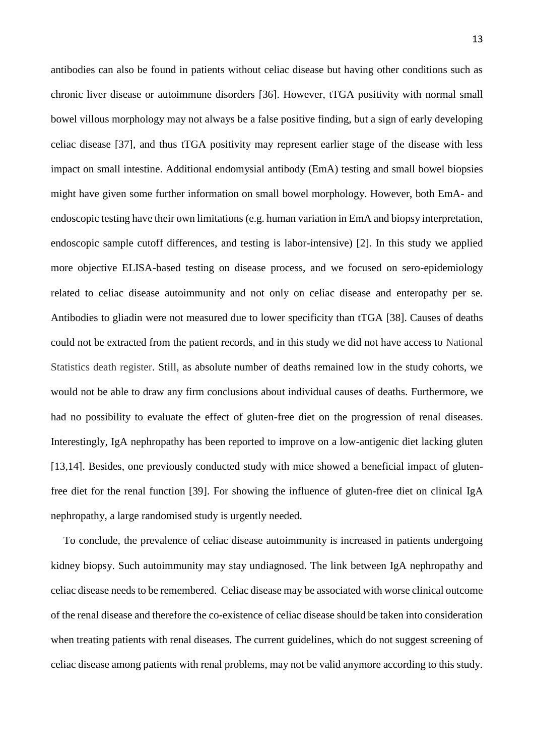antibodies can also be found in patients without celiac disease but having other conditions such as chronic liver disease or autoimmune disorders [36]. However, tTGA positivity with normal small bowel villous morphology may not always be a false positive finding, but a sign of early developing celiac disease [37], and thus tTGA positivity may represent earlier stage of the disease with less impact on small intestine. Additional endomysial antibody (EmA) testing and small bowel biopsies might have given some further information on small bowel morphology. However, both EmA- and endoscopic testing have their own limitations (e.g. human variation in EmA and biopsy interpretation, endoscopic sample cutoff differences, and testing is labor-intensive) [2]. In this study we applied more objective ELISA-based testing on disease process, and we focused on sero-epidemiology related to celiac disease autoimmunity and not only on celiac disease and enteropathy per se. Antibodies to gliadin were not measured due to lower specificity than tTGA [38]. Causes of deaths could not be extracted from the patient records, and in this study we did not have access to National Statistics death register. Still, as absolute number of deaths remained low in the study cohorts, we would not be able to draw any firm conclusions about individual causes of deaths. Furthermore, we had no possibility to evaluate the effect of gluten-free diet on the progression of renal diseases. Interestingly, IgA nephropathy has been reported to improve on a low-antigenic diet lacking gluten [13,14]. Besides, one previously conducted study with mice showed a beneficial impact of gluten-free diet for the renal function [39]. For showing the influence of gluten-free diet on clinical IgA nephropathy, a large randomised study is urgently needed.

To conclude, the prevalence of celiac disease autoimmunity is increased in patients undergoing kidney biopsy. Such autoimmunity may stay undiagnosed. The link between IgA nephropathy and celiac disease needs to be remembered. Celiac disease may be associated with worse clinical outcome of the renal disease and therefore the co-existence of celiac disease should be taken into consideration when treating patients with renal diseases. The current guidelines, which do not suggest screening of celiac disease among patients with renal problems, may not be valid anymore according to this study.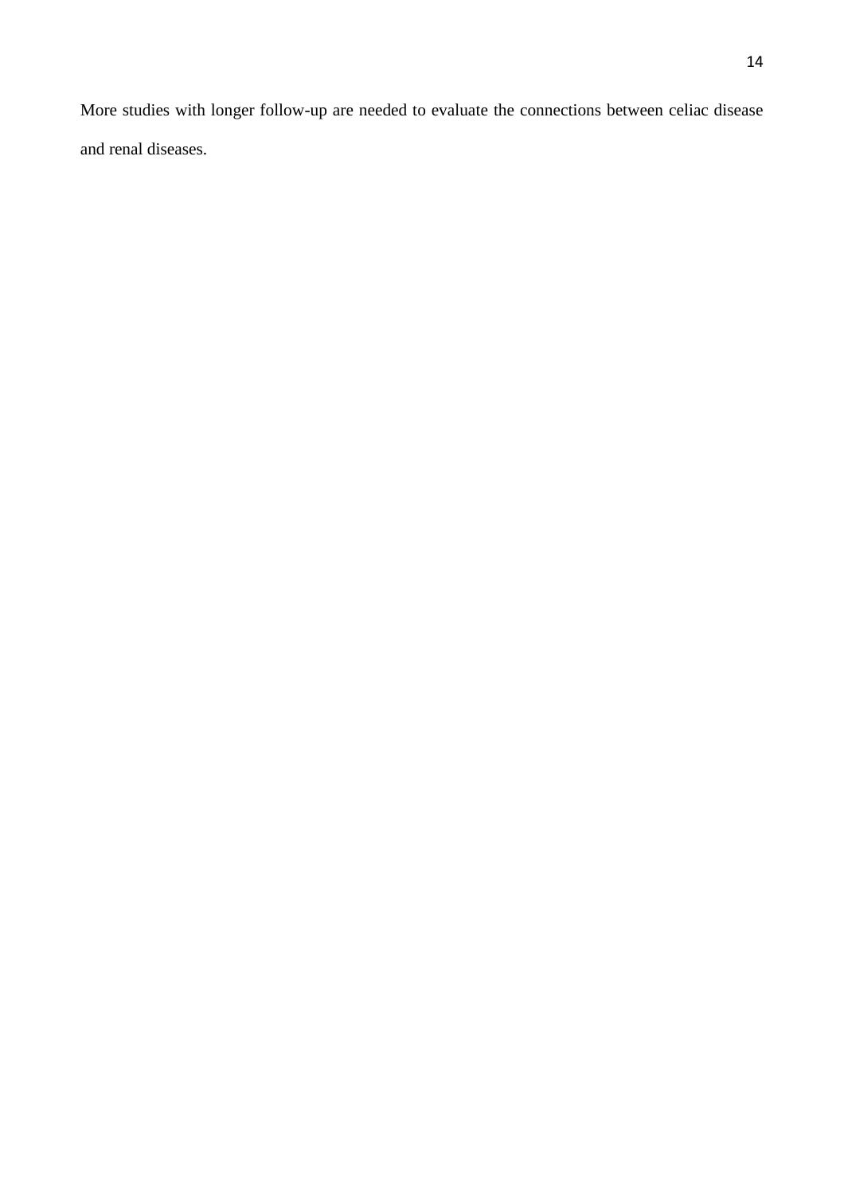More studies with longer follow-up are needed to evaluate the connections between celiac disease and renal diseases.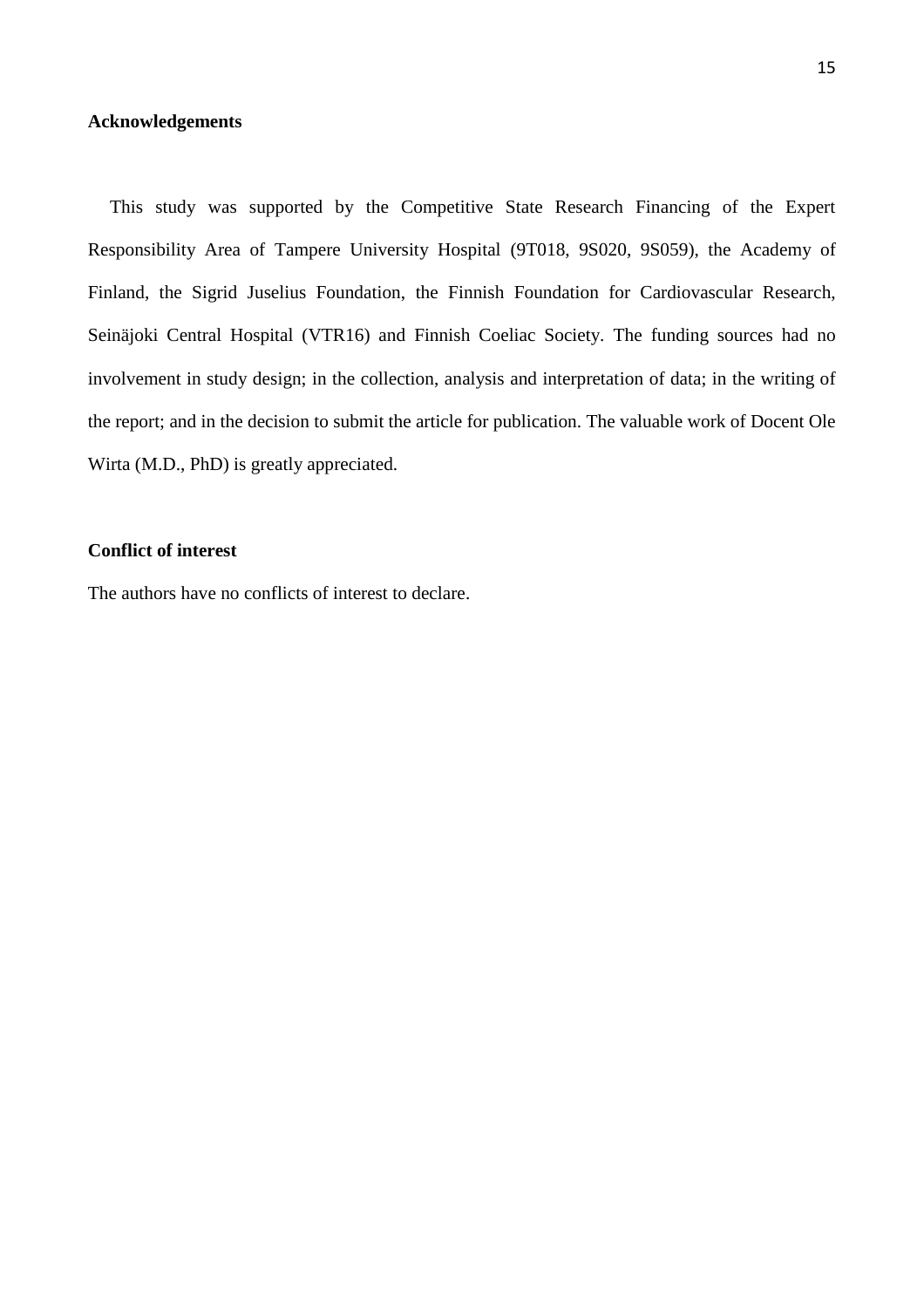## Acknowledgements

This study was supported by the Competitive State Research Financing of the Expert Responsibility Area of Tampere University Hospital (9T018, 9S020, 9S059), the Academy of Finland, the Sigrid Juselius Foundation, the Finnish Foundation for Cardiovascular Research, Seinäjoki Central Hospital (VTR16) and Finnish Coeliac Society. The funding sources had no involvement in study design; in the collection, analysis and interpretation of data; in the writing of the report; and in the decision to submit the article for publication. The valuable work of Docent Ole Wirta (M.D., PhD) is greatly appreciated.

## Conflict of interest

The authors have no conflicts of interest to declare.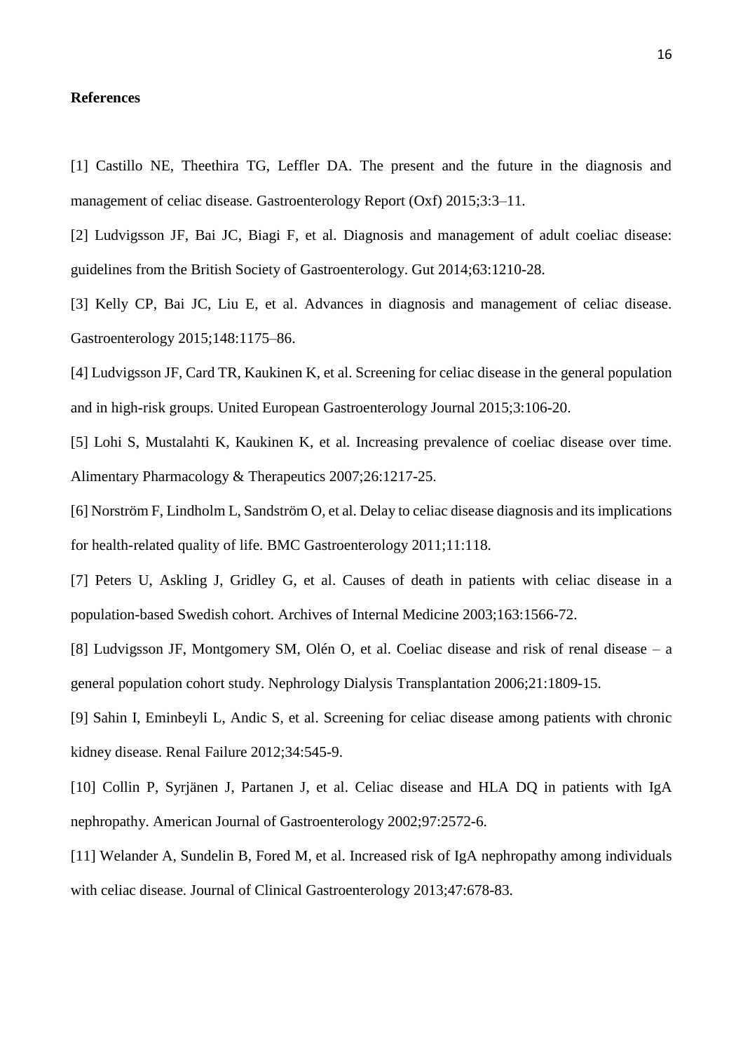**References**

[1] Castillo NE, Theethira TG, Leffler DA. The present and the future in the diagnosis and management of celiac disease. Gastroenterology Report (Oxf) 2015;3:3–11.

[2] Ludvigsson JF, Bai JC, Biagi F, et al. Diagnosis and management of adult coeliac disease: guidelines from the British Society of Gastroenterology. Gut 2014;63:1210-28.

[3] Kelly CP, Bai JC, Liu E, et al. Advances in diagnosis and management of celiac disease. Gastroenterology 2015;148:1175–86.

[4] Ludvigsson JF, Card TR, Kaukinen K, et al. Screening for celiac disease in the general population and in high-risk groups. United European Gastroenterology Journal 2015;3:106-20.

[5] Lohi S, Mustalahti K, Kaukinen K, et al. Increasing prevalence of coeliac disease over time. Alimentary Pharmacology & Therapeutics 2007;26:1217-25.

[6] Norström F, Lindholm L, Sandström O, et al. Delay to celiac disease diagnosis and its implications for health-related quality of life. BMC Gastroenterology 2011;11:118.

[7] Peters U, Askling J, Gridley G, et al. Causes of death in patients with celiac disease in a population-based Swedish cohort. Archives of Internal Medicine 2003;163:1566-72.

[8] Ludvigsson JF, Montgomery SM, Olén O, et al. Coeliac disease and risk of renal disease – a general population cohort study. Nephrology Dialysis Transplantation 2006;21:1809-15.

[9] Sahin I, Eminbeyli L, Andic S, et al. Screening for celiac disease among patients with chronic kidney disease. Renal Failure 2012;34:545-9.

[10] Collin P, Syrjänen J, Partanen J, et al. Celiac disease and HLA DQ in patients with IgA nephropathy. American Journal of Gastroenterology 2002;97:2572-6.

[11] Welander A, Sundelin B, Fored M, et al. Increased risk of IgA nephropathy among individuals with celiac disease. Journal of Clinical Gastroenterology 2013;47:678-83.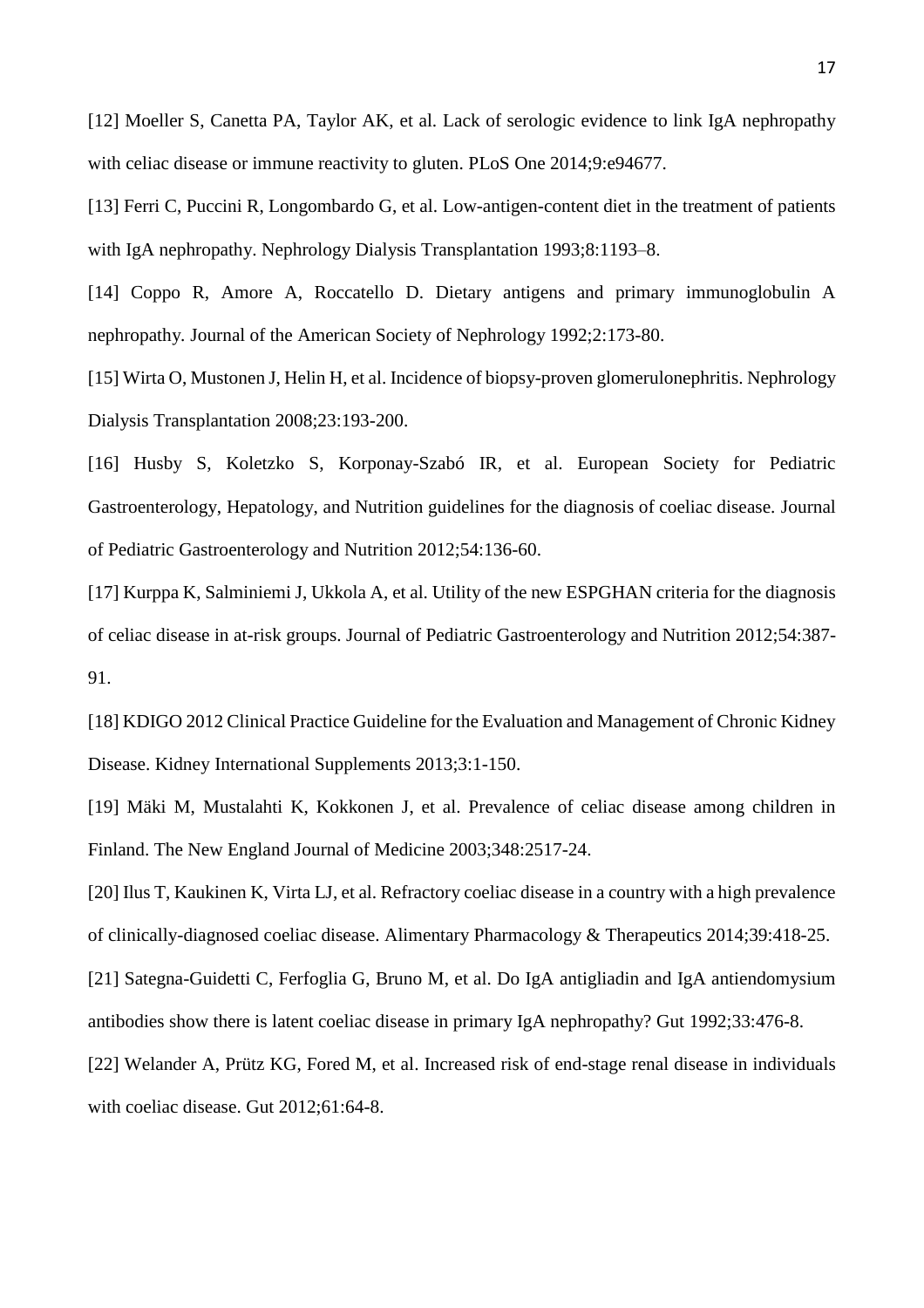[12] Moeller S, Canetta PA, Taylor AK, et al. Lack of serologic evidence to link IgA nephropathy with celiac disease or immune reactivity to gluten. PLoS One 2014;9:e94677.

[13] Ferri C, Puccini R, Longombardo G, et al. Low-antigen-content diet in the treatment of patients with IgA nephropathy. Nephrology Dialysis Transplantation 1993;8:1193–8.

[14] Coppo R, Amore A, Roccatello D. Dietary antigens and primary immunoglobulin A nephropathy. Journal of the American Society of Nephrology 1992;2:173-80.

[15] Wirta O, Mustonen J, Helin H, et al. Incidence of biopsy-proven glomerulonephritis. Nephrology Dialysis Transplantation 2008;23:193-200.

[16] Husby S, Koletzko S, Korponay-Szabó IR, et al. European Society for Pediatric Gastroenterology, Hepatology, and Nutrition guidelines for the diagnosis of coeliac disease. Journal of Pediatric Gastroenterology and Nutrition 2012;54:136-60.

[17] Kurppa K, Salminiemi J, Ukkola A, et al. Utility of the new ESPGHAN criteria for the diagnosis of celiac disease in at-risk groups. Journal of Pediatric Gastroenterology and Nutrition 2012;54:387-91.

[18] KDIGO 2012 Clinical Practice Guideline for the Evaluation and Management of Chronic Kidney Disease. Kidney International Supplements 2013;3:1-150.

[19] Mäki M, Mustalahti K, Kokkonen J, et al. Prevalence of celiac disease among children in Finland. The New England Journal of Medicine 2003;348:2517-24.

[20] Ilus T, Kaukinen K, Virta LJ, et al. Refractory coeliac disease in a country with a high prevalence of clinically-diagnosed coeliac disease. Alimentary Pharmacology & Therapeutics 2014;39:418-25.

[21] Sategna-Guidetti C, Ferfoglia G, Bruno M, et al. Do IgA antigliadin and IgA antiendomysium antibodies show there is latent coeliac disease in primary IgA nephropathy? Gut 1992;33:476-8.

[22] Welander A, Prütz KG, Fored M, et al. Increased risk of end-stage renal disease in individuals with coeliac disease. Gut 2012;61:64-8.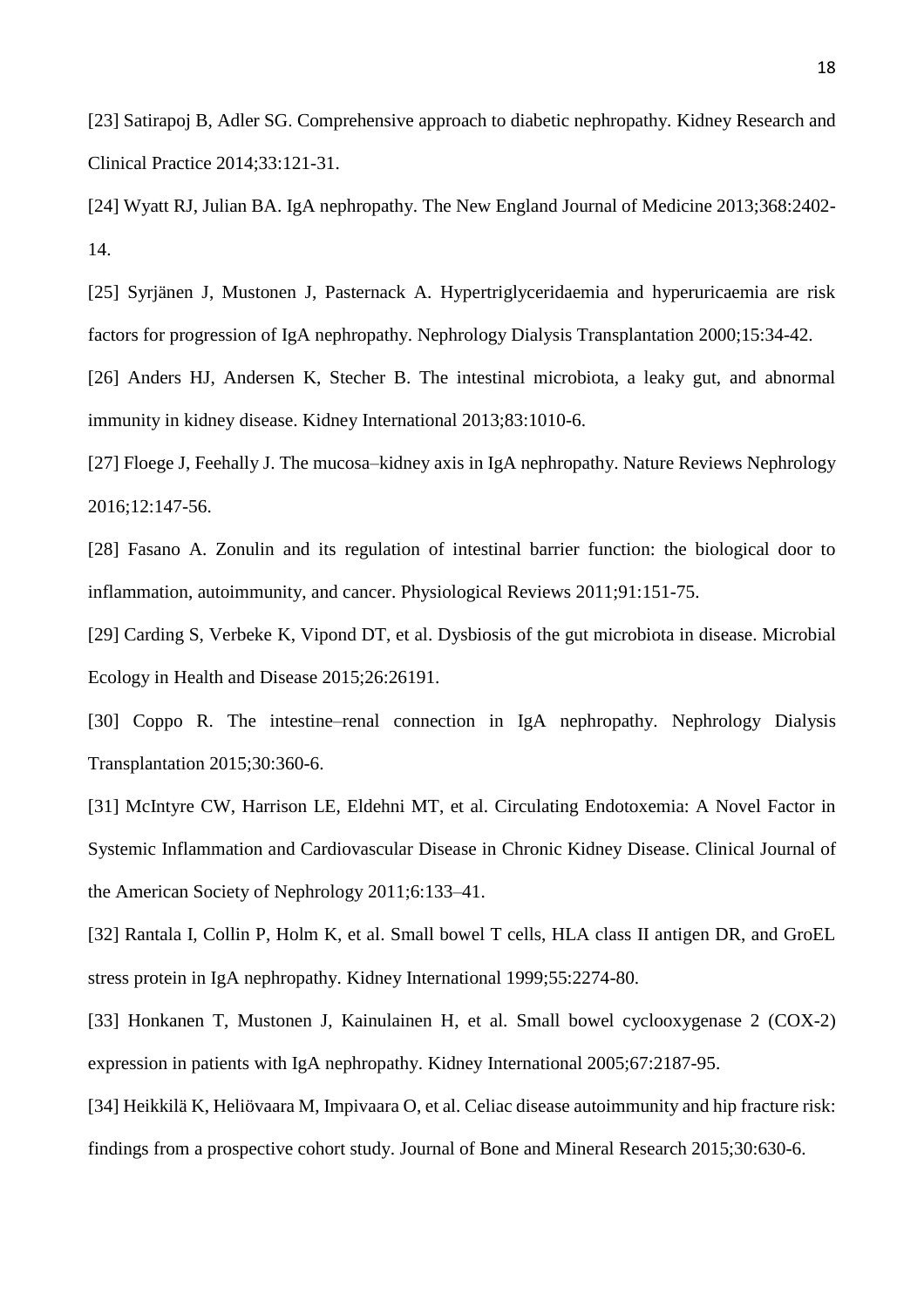[23] Satirapoj B, Adler SG. Comprehensive approach to diabetic nephropathy. Kidney Research and Clinical Practice 2014;33:121-31.

[24] Wyatt RJ, Julian BA. IgA nephropathy. The New England Journal of Medicine 2013;368:2402-14.

[25] Syrjänen J, Mustonen J, Pasternack A. Hypertriglyceridaemia and hyperuricaemia are risk factors for progression of IgA nephropathy. Nephrology Dialysis Transplantation 2000;15:34-42.

[26] Anders HJ, Andersen K, Stecher B. The intestinal microbiota, a leaky gut, and abnormal immunity in kidney disease. Kidney International 2013;83:1010-6.

[27] Floege J, Feehally J. The mucosa–kidney axis in IgA nephropathy. Nature Reviews Nephrology 2016;12:147-56.

[28] Fasano A. Zonulin and its regulation of intestinal barrier function: the biological door to inflammation, autoimmunity, and cancer. Physiological Reviews 2011;91:151-75.

[29] Carding S, Verbeke K, Vipond DT, et al. Dysbiosis of the gut microbiota in disease. Microbial Ecology in Health and Disease 2015;26:26191.

[30] Coppo R. The intestine–renal connection in IgA nephropathy. Nephrology Dialysis Transplantation 2015;30:360-6.

[31] McIntyre CW, Harrison LE, Eldehni MT, et al. Circulating Endotoxemia: A Novel Factor in Systemic Inflammation and Cardiovascular Disease in Chronic Kidney Disease. Clinical Journal of the American Society of Nephrology 2011;6:133–41.

[32] Rantala I, Collin P, Holm K, et al. Small bowel T cells, HLA class II antigen DR, and GroEL stress protein in IgA nephropathy. Kidney International 1999;55:2274-80.

[33] Honkanen T, Mustonen J, Kainulainen H, et al. Small bowel cyclooxygenase 2 (COX-2) expression in patients with IgA nephropathy. Kidney International 2005;67:2187-95.

[34] Heikkilä K, Heliövaara M, Impivaara O, et al. Celiac disease autoimmunity and hip fracture risk: findings from a prospective cohort study. Journal of Bone and Mineral Research 2015;30:630-6.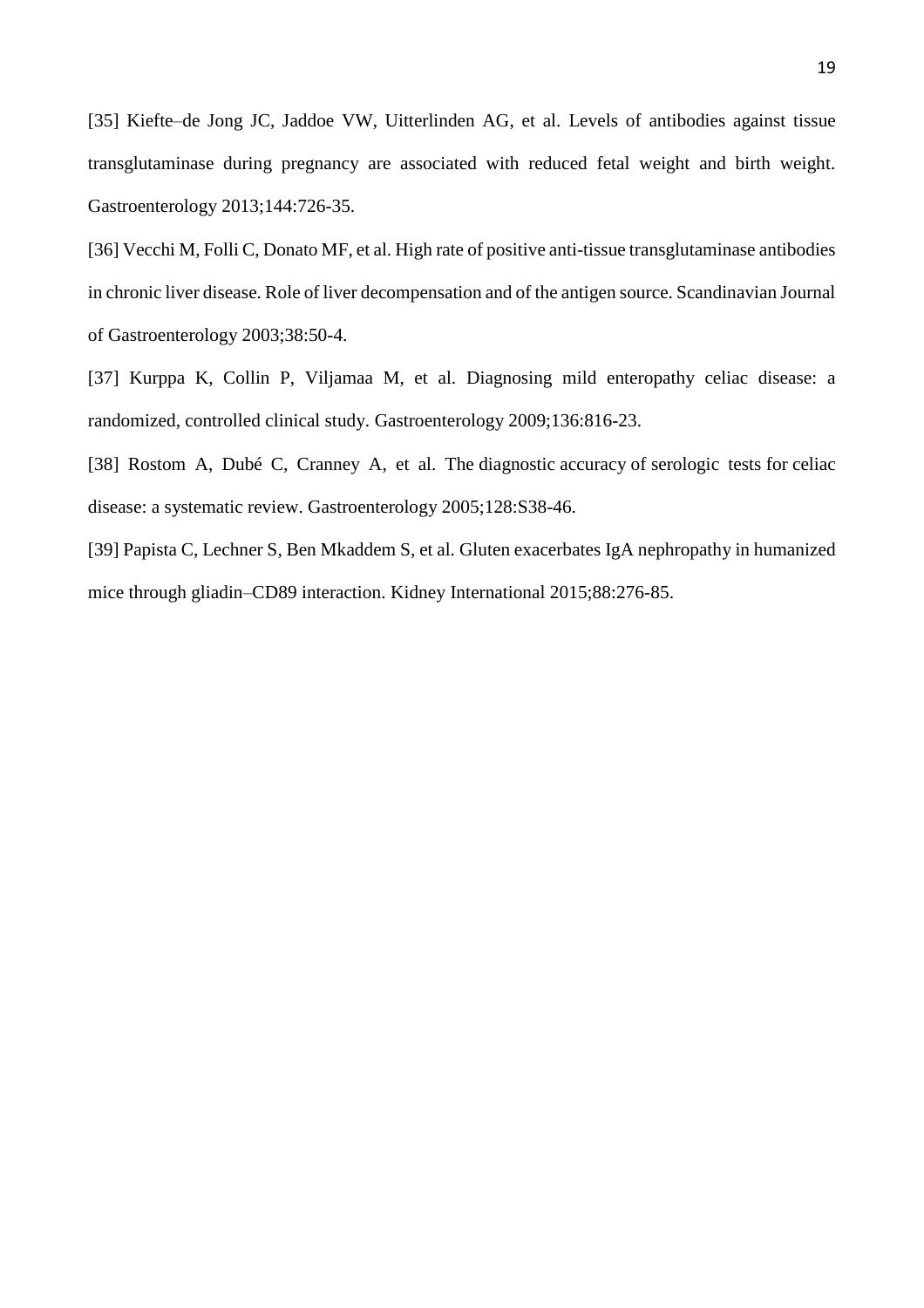[35] Kiefte–de Jong JC, Jaddoe VW, Uitterlinden AG, et al. Levels of antibodies against tissue transglutaminase during pregnancy are associated with reduced fetal weight and birth weight. Gastroenterology 2013;144:726-35.

[36] Vecchi M, Folli C, Donato MF, et al. High rate of positive anti-tissue transglutaminase antibodies in chronic liver disease. Role of liver decompensation and of the antigen source. Scandinavian Journal of Gastroenterology 2003;38:50-4.

[37] Kurppa K, Collin P, Viljamaa M, et al. Diagnosing mild enteropathy celiac disease: a randomized, controlled clinical study. Gastroenterology 2009;136:816-23.

[38] Rostom A, Dubé C, Cranney A, et al. The diagnostic accuracy of serologic tests for celiac disease: a systematic review. Gastroenterology 2005;128:S38-46.

[39] Papista C, Lechner S, Ben Mkaddem S, et al. Gluten exacerbates IgA nephropathy in humanized mice through gliadin–CD89 interaction. Kidney International 2015;88:276-85.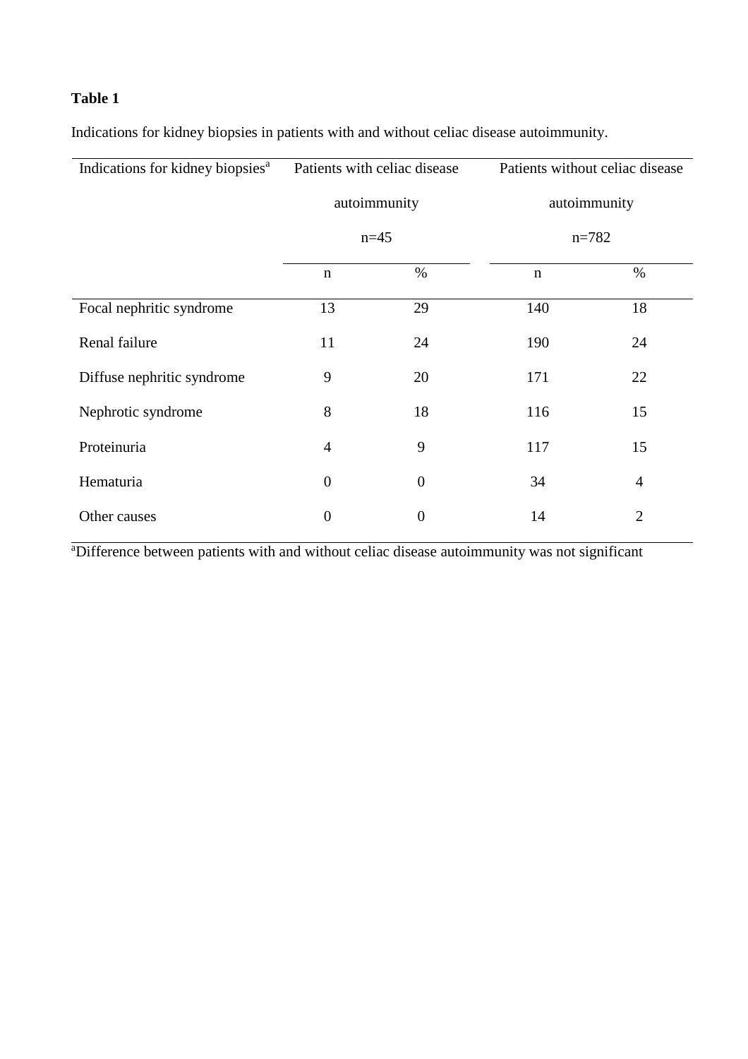**Table 1**

Indications for kidney biopsies in patients with and without celiac disease autoimmunity.

| Indications for kidney biopsies[a] | Patients with celiac disease autoimmunity n=45 | | Patients without celiac disease autoimmunity n=782 | |
|---|---|---|---|---|
| | n | % | n | % |
| Focal nephritic syndrome | 13 | 29 | 140 | 18 |
| Renal failure | 11 | 24 | 190 | 24 |
| Diffuse nephritic syndrome | 9 | 20 | 171 | 22 |
| Nephrotic syndrome | 8 | 18 | 116 | 15 |
| Proteinuria | 4 | 9 | 117 | 15 |
| Hematuria | 0 | 0 | 34 | 4 |
| Other causes | 0 | 0 | 14 | 2 |

[a]Difference between patients with and without celiac disease autoimmunity was not significant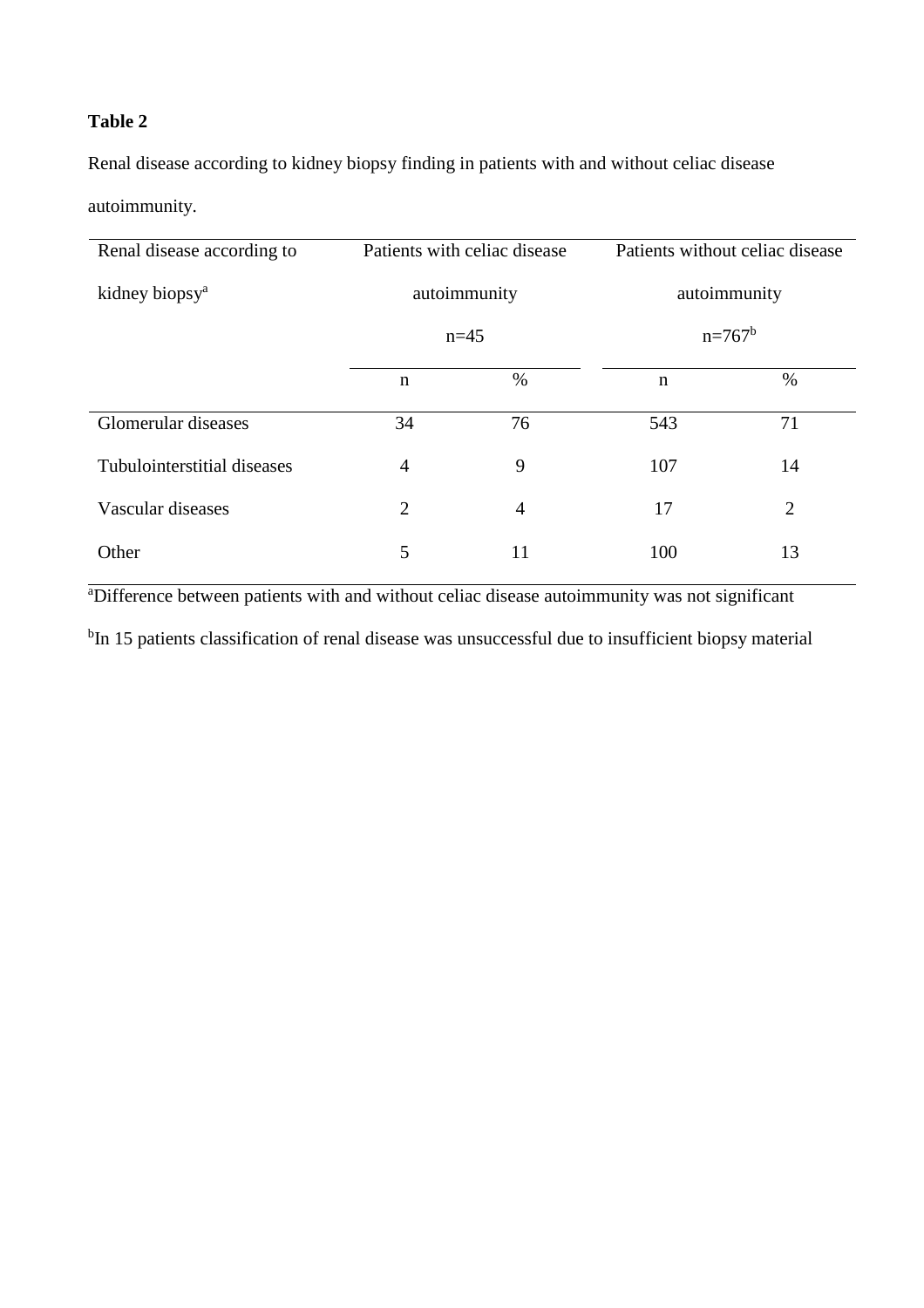**Table 2**

Renal disease according to kidney biopsy finding in patients with and without celiac disease autoimmunity.

| Renal disease according to kidney biopsy[a] | Patients with celiac disease autoimmunity n=45 | | Patients without celiac disease autoimmunity n=767[b] | |
|---|---|---|---|---|
| | n | % | n | % |
| Glomerular diseases | 34 | 76 | 543 | 71 |
| Tubulointerstitial diseases | 4 | 9 | 107 | 14 |
| Vascular diseases | 2 | 4 | 17 | 2 |
| Other | 5 | 11 | 100 | 13 |

[a]Difference between patients with and without celiac disease autoimmunity was not significant

[b]In 15 patients classification of renal disease was unsuccessful due to insufficient biopsy material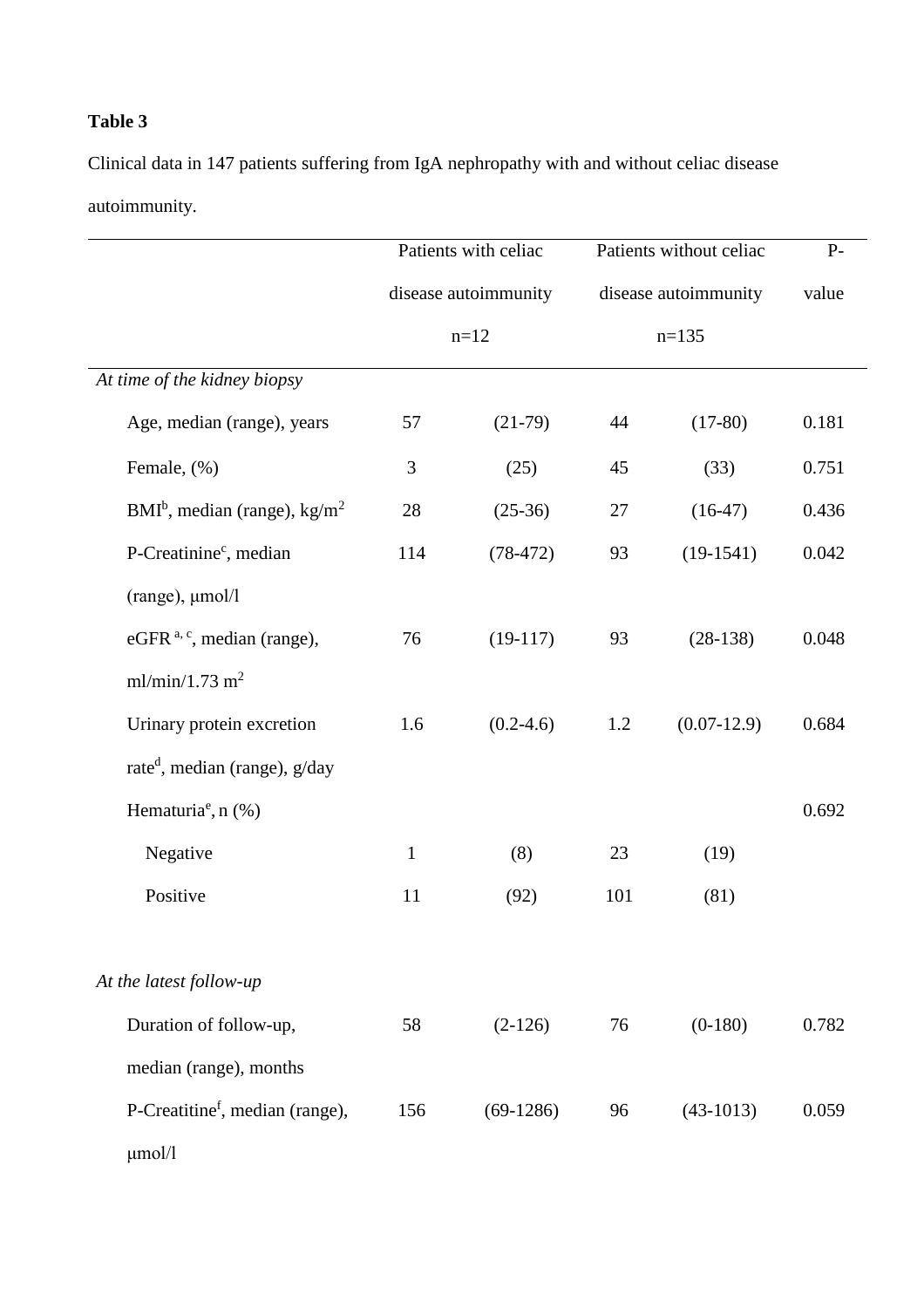**Table 3**

Clinical data in 147 patients suffering from IgA nephropathy with and without celiac disease autoimmunity.

| | Patients with celiac disease autoimmunity n=12 | | Patients without celiac disease autoimmunity n=135 | | P-value |
|---|---|---|---|---|---|
| *At time of the kidney biopsy* | | | | | |
| Age, median (range), years | 57 | (21-79) | 44 | (17-80) | 0.181 |
| Female, (%) | 3 | (25) | 45 | (33) | 0.751 |
| BMI[b], median (range), kg/m$^2$ | 28 | (25-36) | 27 | (16-47) | 0.436 |
| P-Creatinine[c], median (range), μmol/l | 114 | (78-472) | 93 | (19-1541) | 0.042 |
| eGFR [a, c], median (range), ml/min/1.73 m$^2$ | 76 | (19-117) | 93 | (28-138) | 0.048 |
| Urinary protein excretion rate[d], median (range), g/day | 1.6 | (0.2-4.6) | 1.2 | (0.07-12.9) | 0.684 |
| Hematuria[e], n (%) | | | | | 0.692 |
| Negative | 1 | (8) | 23 | (19) | |
| Positive | 11 | (92) | 101 | (81) | |
| *At the latest follow-up* | | | | | |
| Duration of follow-up, median (range), months | 58 | (2-126) | 76 | (0-180) | 0.782 |
| P-Creatitine[f], median (range), μmol/l | 156 | (69-1286) | 96 | (43-1013) | 0.059 |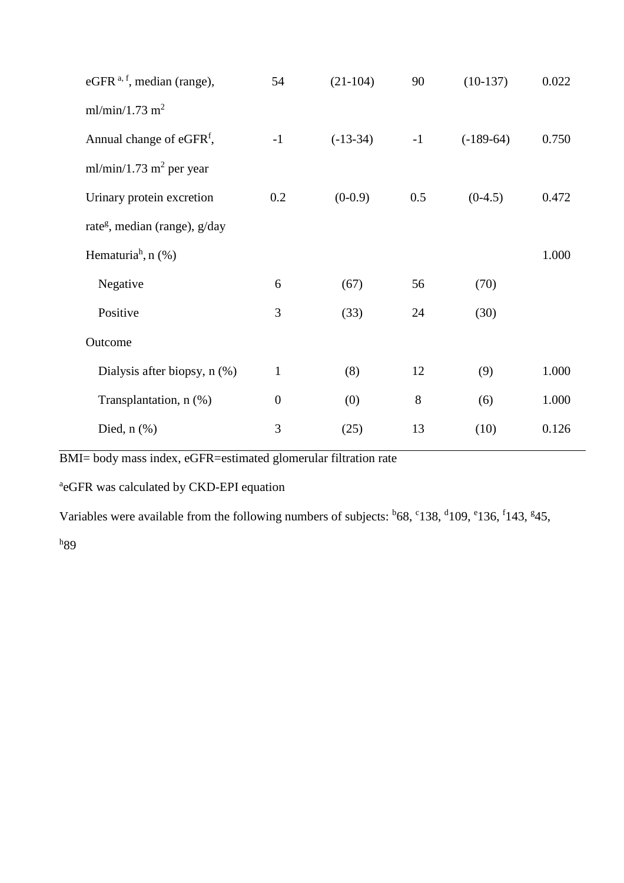| | | | | | |
|---|---|---|---|---|---|
| eGFR [a, f], median (range), ml/min/1.73 $m^2$ | 54 | (21-104) | 90 | (10-137) | 0.022 |
| Annual change of eGFR[f], ml/min/1.73 $m^2$ per year | -1 | (-13-34) | -1 | (-189-64) | 0.750 |
| Urinary protein excretion rate[g], median (range), g/day | 0.2 | (0-0.9) | 0.5 | (0-4.5) | 0.472 |
| Hematuria[h], n (%) | | | | | 1.000 |
| Negative | 6 | (67) | 56 | (70) | |
| Positive | 3 | (33) | 24 | (30) | |
| Outcome | | | | | |
| Dialysis after biopsy, n (%) | 1 | (8) | 12 | (9) | 1.000 |
| Transplantation, n (%) | 0 | (0) | 8 | (6) | 1.000 |
| Died, n (%) | 3 | (25) | 13 | (10) | 0.126 |

BMI= body mass index, eGFR=estimated glomerular filtration rate

[a]eGFR was calculated by CKD-EPI equation

Variables were available from the following numbers of subjects: [b]68, [c]138, [d]109, [e]136, [f]143, [g]45, [h]89